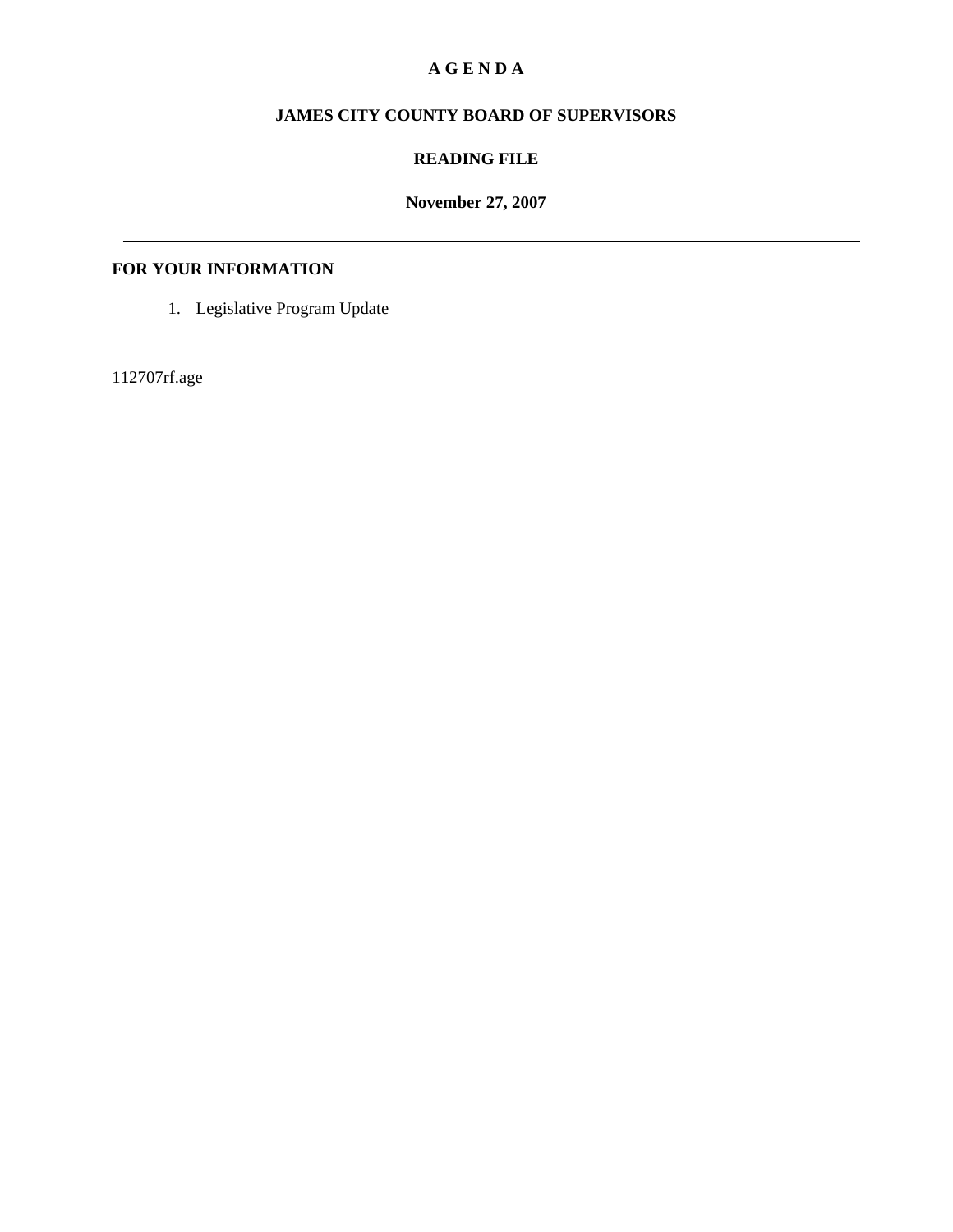# A G E N D A

## JAMES CITY COUNTY BOARD OF SUPERVISORS

## READING FILE

**November 27, 2007**

---

**FOR YOUR INFORMATION**

1. Legislative Program Update

112707rf.age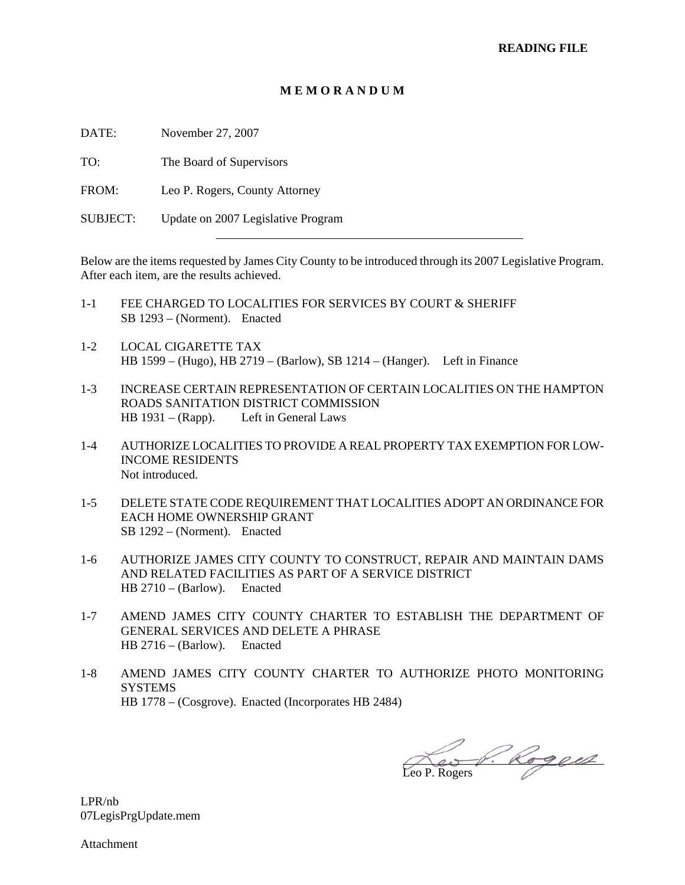**READING FILE**

**M E M O R A N D U M**

DATE: November 27, 2007

TO: The Board of Supervisors

FROM: Leo P. Rogers, County Attorney

SUBJECT: Update on 2007 Legislative Program

---

Below are the items requested by James City County to be introduced through its 2007 Legislative Program. After each item, are the results achieved.

1-1 FEE CHARGED TO LOCALITIES FOR SERVICES BY COURT & SHERIFF
SB 1293 – (Norment). Enacted

1-2 LOCAL CIGARETTE TAX
HB 1599 – (Hugo), HB 2719 – (Barlow), SB 1214 – (Hanger). Left in Finance

1-3 INCREASE CERTAIN REPRESENTATION OF CERTAIN LOCALITIES ON THE HAMPTON ROADS SANITATION DISTRICT COMMISSION
HB 1931 – (Rapp). Left in General Laws

1-4 AUTHORIZE LOCALITIES TO PROVIDE A REAL PROPERTY TAX EXEMPTION FOR LOW-INCOME RESIDENTS
Not introduced.

1-5 DELETE STATE CODE REQUIREMENT THAT LOCALITIES ADOPT AN ORDINANCE FOR EACH HOME OWNERSHIP GRANT
SB 1292 – (Norment). Enacted

1-6 AUTHORIZE JAMES CITY COUNTY TO CONSTRUCT, REPAIR AND MAINTAIN DAMS AND RELATED FACILITIES AS PART OF A SERVICE DISTRICT
HB 2710 – (Barlow). Enacted

1-7 AMEND JAMES CITY COUNTY CHARTER TO ESTABLISH THE DEPARTMENT OF GENERAL SERVICES AND DELETE A PHRASE
HB 2716 – (Barlow). Enacted

1-8 AMEND JAMES CITY COUNTY CHARTER TO AUTHORIZE PHOTO MONITORING SYSTEMS
HB 1778 – (Cosgrove). Enacted (Incorporates HB 2484)

Leo P. Rogers

LPR/nb
07LegisPrgUpdate.mem

Attachment